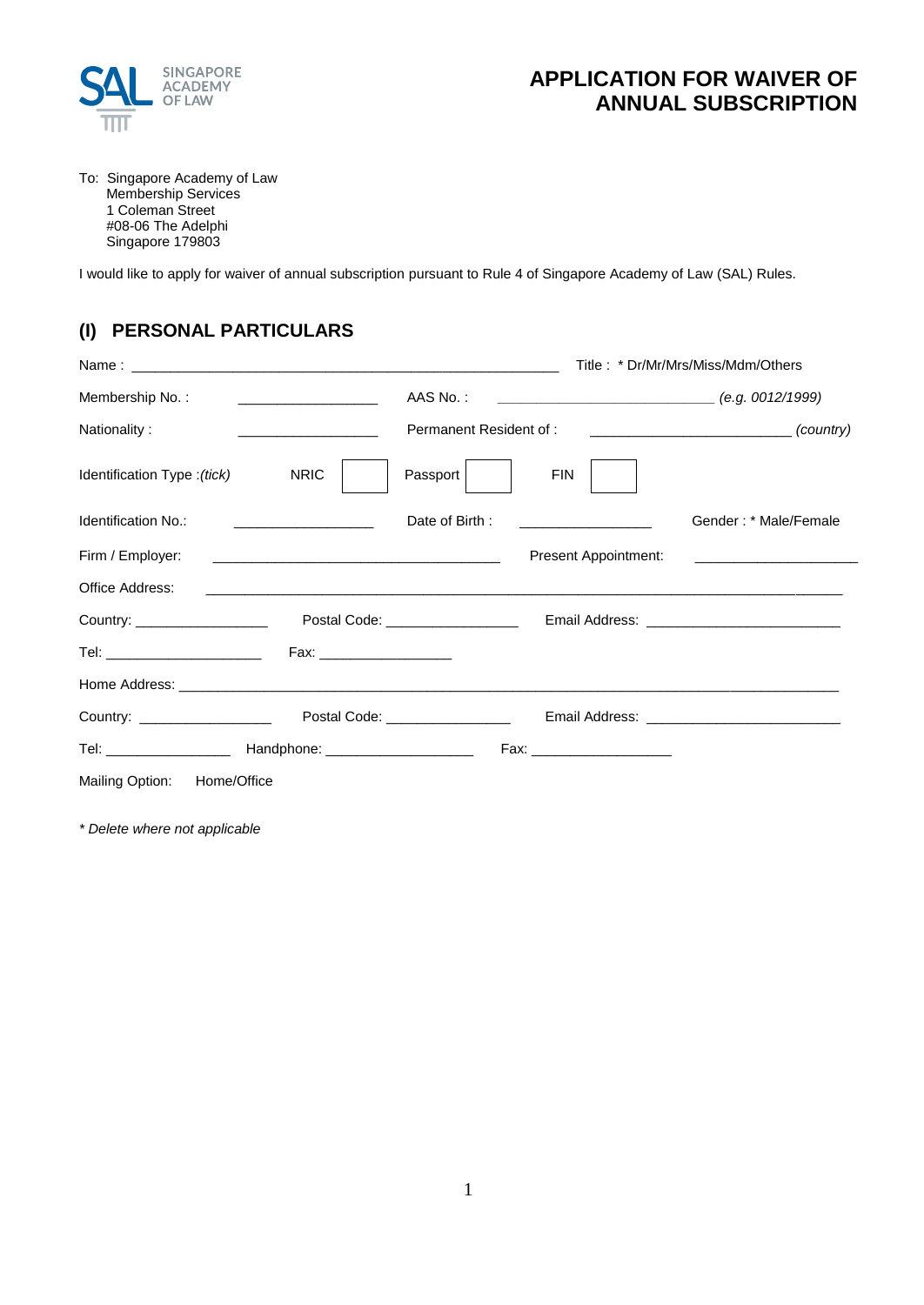SINGAPORE ACADEMY OF LAW

# APPLICATION FOR WAIVER OF ANNUAL SUBSCRIPTION

To: Singapore Academy of Law
Membership Services
1 Coleman Street
#08-06 The Adelphi
Singapore 179803

I would like to apply for waiver of annual subscription pursuant to Rule 4 of Singapore Academy of Law (SAL) Rules.

## (I) PERSONAL PARTICULARS

Name : ______________________________________________ Title : * Dr/Mr/Mrs/Miss/Mdm/Others

Membership No. : _______________ AAS No. : _______________________ *(e.g. 0012/1999)*

Nationality : _______________ Permanent Resident of : _______________________ *(country)*

Identification Type :*(tick)* NRIC ☐ Passport ☐ FIN ☐

Identification No.: _______________ Date of Birth : _______________ Gender : * Male/Female

Firm / Employer: ______________________________ Present Appointment: _________________

Office Address: ____________________________________________________________________

Country: _______________ Postal Code: _______________ Email Address: ____________________

Tel: __________________ Fax: _______________

Home Address: ______________________________________________________________________

Country: _______________ Postal Code: _______________ Email Address: ____________________

Tel: _______________ Handphone: _________________ Fax: _______________

Mailing Option: Home/Office

*\* Delete where not applicable*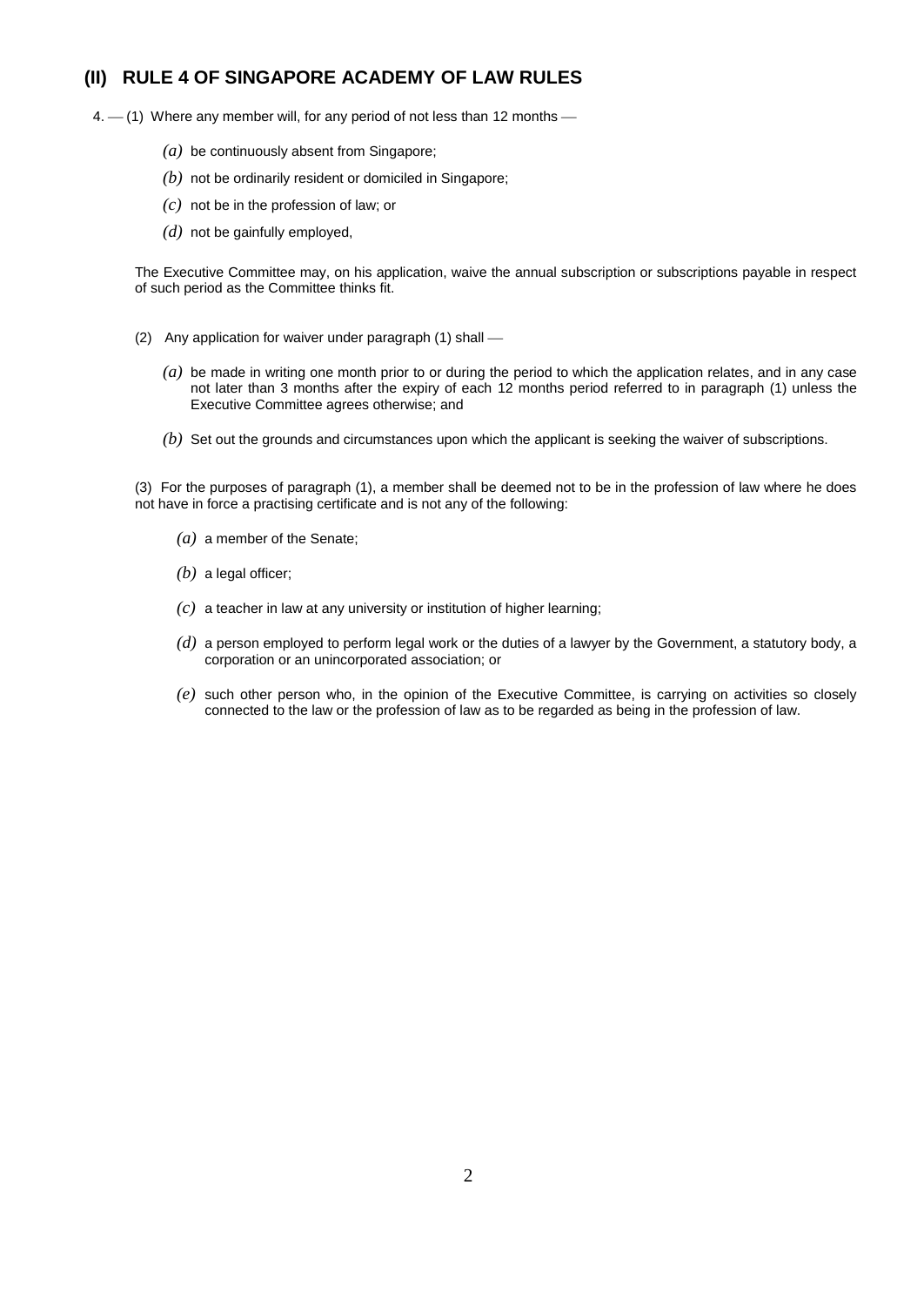## (II) RULE 4 OF SINGAPORE ACADEMY OF LAW RULES

4. — (1) Where any member will, for any period of not less than 12 months —

*(a)* be continuously absent from Singapore;

*(b)* not be ordinarily resident or domiciled in Singapore;

*(c)* not be in the profession of law; or

*(d)* not be gainfully employed,

The Executive Committee may, on his application, waive the annual subscription or subscriptions payable in respect of such period as the Committee thinks fit.

(2) Any application for waiver under paragraph (1) shall —

*(a)* be made in writing one month prior to or during the period to which the application relates, and in any case not later than 3 months after the expiry of each 12 months period referred to in paragraph (1) unless the Executive Committee agrees otherwise; and

*(b)* Set out the grounds and circumstances upon which the applicant is seeking the waiver of subscriptions.

(3) For the purposes of paragraph (1), a member shall be deemed not to be in the profession of law where he does not have in force a practising certificate and is not any of the following:

*(a)* a member of the Senate;

*(b)* a legal officer;

*(c)* a teacher in law at any university or institution of higher learning;

*(d)* a person employed to perform legal work or the duties of a lawyer by the Government, a statutory body, a corporation or an unincorporated association; or

*(e)* such other person who, in the opinion of the Executive Committee, is carrying on activities so closely connected to the law or the profession of law as to be regarded as being in the profession of law.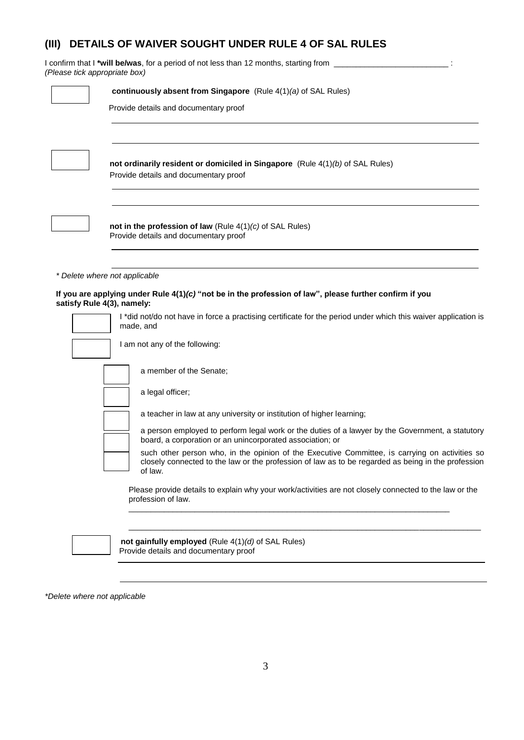## (III) DETAILS OF WAIVER SOUGHT UNDER RULE 4 OF SAL RULES

I confirm that I ***will be/was**, for a period of not less than 12 months, starting from \_\_\_\_\_\_\_\_\_\_\_\_\_\_\_\_\_\_\_\_\_\_\_\_\_\_ :
*(Please tick appropriate box)*

- [ ] **continuously absent from Singapore** (Rule 4(1)*(a)* of SAL Rules)
  Provide details and documentary proof

  \_\_\_\_\_\_\_\_\_\_\_\_\_\_\_\_\_\_\_\_\_\_\_\_\_\_\_\_\_\_\_\_\_\_\_\_\_\_\_\_\_\_\_\_\_\_\_\_\_\_\_\_\_\_\_\_\_\_\_\_\_\_\_\_\_\_\_\_\_\_

  \_\_\_\_\_\_\_\_\_\_\_\_\_\_\_\_\_\_\_\_\_\_\_\_\_\_\_\_\_\_\_\_\_\_\_\_\_\_\_\_\_\_\_\_\_\_\_\_\_\_\_\_\_\_\_\_\_\_\_\_\_\_\_\_\_\_\_\_\_\_

- [ ] **not ordinarily resident or domiciled in Singapore** (Rule 4(1)*(b)* of SAL Rules)
  Provide details and documentary proof

  \_\_\_\_\_\_\_\_\_\_\_\_\_\_\_\_\_\_\_\_\_\_\_\_\_\_\_\_\_\_\_\_\_\_\_\_\_\_\_\_\_\_\_\_\_\_\_\_\_\_\_\_\_\_\_\_\_\_\_\_\_\_\_\_\_\_\_\_\_\_

  \_\_\_\_\_\_\_\_\_\_\_\_\_\_\_\_\_\_\_\_\_\_\_\_\_\_\_\_\_\_\_\_\_\_\_\_\_\_\_\_\_\_\_\_\_\_\_\_\_\_\_\_\_\_\_\_\_\_\_\_\_\_\_\_\_\_\_\_\_\_

- [ ] **not in the profession of law** (Rule 4(1)*(c)* of SAL Rules)
  Provide details and documentary proof

  \_\_\_\_\_\_\_\_\_\_\_\_\_\_\_\_\_\_\_\_\_\_\_\_\_\_\_\_\_\_\_\_\_\_\_\_\_\_\_\_\_\_\_\_\_\_\_\_\_\_\_\_\_\_\_\_\_\_\_\_\_\_\_\_\_\_\_\_\_\_

  \_\_\_\_\_\_\_\_\_\_\_\_\_\_\_\_\_\_\_\_\_\_\_\_\_\_\_\_\_\_\_\_\_\_\_\_\_\_\_\_\_\_\_\_\_\_\_\_\_\_\_\_\_\_\_\_\_\_\_\_\_\_\_\_\_\_\_\_\_\_

*\* Delete where not applicable*

**If you are applying under Rule 4(1)*(c)* "not be in the profession of law", please further confirm if you satisfy Rule 4(3), namely:**

- [ ] I *did not/do not have in force a practising certificate for the period under which this waiver application is made, and
- [ ] I am not any of the following:
  - [ ] a member of the Senate;
  - [ ] a legal officer;
  - [ ] a teacher in law at any university or institution of higher learning;
  - [ ] a person employed to perform legal work or the duties of a lawyer by the Government, a statutory board, a corporation or an unincorporated association; or
  - [ ] such other person who, in the opinion of the Executive Committee, is carrying on activities so closely connected to the law or the profession of law as to be regarded as being in the profession of law.

  Please provide details to explain why your work/activities are not closely connected to the law or the profession of law.

  \_\_\_\_\_\_\_\_\_\_\_\_\_\_\_\_\_\_\_\_\_\_\_\_\_\_\_\_\_\_\_\_\_\_\_\_\_\_\_\_\_\_\_\_\_\_\_\_\_\_\_\_\_\_\_\_\_\_\_\_\_\_\_\_\_\_\_\_\_\_

  \_\_\_\_\_\_\_\_\_\_\_\_\_\_\_\_\_\_\_\_\_\_\_\_\_\_\_\_\_\_\_\_\_\_\_\_\_\_\_\_\_\_\_\_\_\_\_\_\_\_\_\_\_\_\_\_\_\_\_\_\_\_\_\_\_\_\_\_\_\_

- [ ] **not gainfully employed** (Rule 4(1)*(d)* of SAL Rules)
  Provide details and documentary proof

  \_\_\_\_\_\_\_\_\_\_\_\_\_\_\_\_\_\_\_\_\_\_\_\_\_\_\_\_\_\_\_\_\_\_\_\_\_\_\_\_\_\_\_\_\_\_\_\_\_\_\_\_\_\_\_\_\_\_\_\_\_\_\_\_\_\_\_\_\_\_

  \_\_\_\_\_\_\_\_\_\_\_\_\_\_\_\_\_\_\_\_\_\_\_\_\_\_\_\_\_\_\_\_\_\_\_\_\_\_\_\_\_\_\_\_\_\_\_\_\_\_\_\_\_\_\_\_\_\_\_\_\_\_\_\_\_\_\_\_\_\_

*\*Delete where not applicable*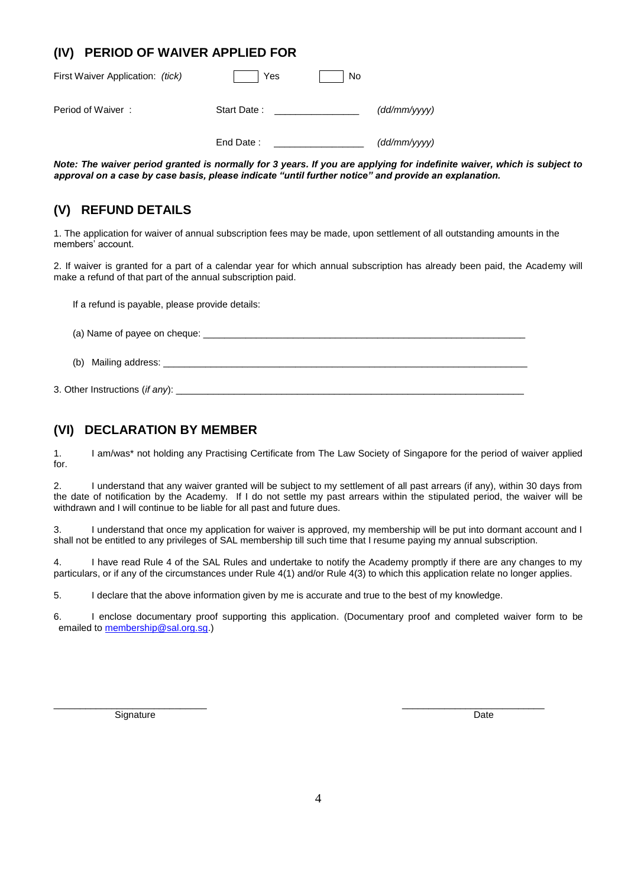## (IV) PERIOD OF WAIVER APPLIED FOR

First Waiver Application: *(tick)* ☐ Yes ☐ No

Period of Waiver : Start Date : _______________ *(dd/mm/yyyy)*

End Date : ________________ *(dd/mm/yyyy)*

***Note: The waiver period granted is normally for 3 years. If you are applying for indefinite waiver, which is subject to approval on a case by case basis, please indicate "until further notice" and provide an explanation.***

## (V) REFUND DETAILS

1. The application for waiver of annual subscription fees may be made, upon settlement of all outstanding amounts in the members' account.

2. If waiver is granted for a part of a calendar year for which annual subscription has already been paid, the Academy will make a refund of that part of the annual subscription paid.

If a refund is payable, please provide details:

(a) Name of payee on cheque: ______________________________________________________________

(b) Mailing address: ____________________________________________________________________

3. Other Instructions (*if any*): ____________________________________________________________

## (VI) DECLARATION BY MEMBER

1. I am/was* not holding any Practising Certificate from The Law Society of Singapore for the period of waiver applied for.

2. I understand that any waiver granted will be subject to my settlement of all past arrears (if any), within 30 days from the date of notification by the Academy. If I do not settle my past arrears within the stipulated period, the waiver will be withdrawn and I will continue to be liable for all past and future dues.

3. I understand that once my application for waiver is approved, my membership will be put into dormant account and I shall not be entitled to any privileges of SAL membership till such time that I resume paying my annual subscription.

4. I have read Rule 4 of the SAL Rules and undertake to notify the Academy promptly if there are any changes to my particulars, or if any of the circumstances under Rule 4(1) and/or Rule 4(3) to which this application relate no longer applies.

5. I declare that the above information given by me is accurate and true to the best of my knowledge.

6. I enclose documentary proof supporting this application. (Documentary proof and completed waiver form to be emailed to membership@sal.org.sg.)

____________________________ ____________________________

Signature Date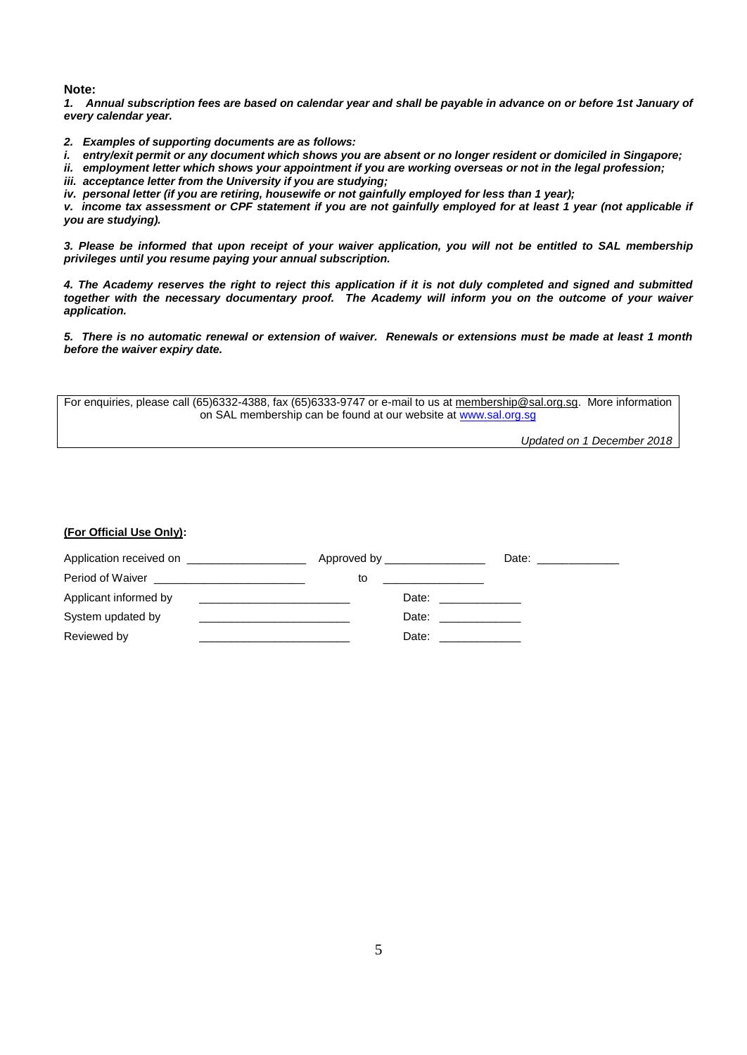**Note:**

***1. Annual subscription fees are based on calendar year and shall be payable in advance on or before 1st January of every calendar year.***

***2. Examples of supporting documents are as follows:***

***i. entry/exit permit or any document which shows you are absent or no longer resident or domiciled in Singapore;***

***ii. employment letter which shows your appointment if you are working overseas or not in the legal profession;***

***iii. acceptance letter from the University if you are studying;***

***iv. personal letter (if you are retiring, housewife or not gainfully employed for less than 1 year);***

***v. income tax assessment or CPF statement if you are not gainfully employed for at least 1 year (not applicable if you are studying).***

***3. Please be informed that upon receipt of your waiver application, you will not be entitled to SAL membership privileges until you resume paying your annual subscription.***

***4. The Academy reserves the right to reject this application if it is not duly completed and signed and submitted together with the necessary documentary proof. The Academy will inform you on the outcome of your waiver application.***

***5. There is no automatic renewal or extension of waiver. Renewals or extensions must be made at least 1 month before the waiver expiry date.***

For enquiries, please call (65)6332-4388, fax (65)6333-9747 or e-mail to us at membership@sal.org.sg. More information on SAL membership can be found at our website at www.sal.org.sg

*Updated on 1 December 2018*

**(For Official Use Only):**

Application received on ___________________ Approved by ________________ Date: _____________

Period of Waiver ________________________ to ________________

Applicant informed by ________________________ Date: _____________

System updated by ________________________ Date: _____________

Reviewed by ________________________ Date: _____________